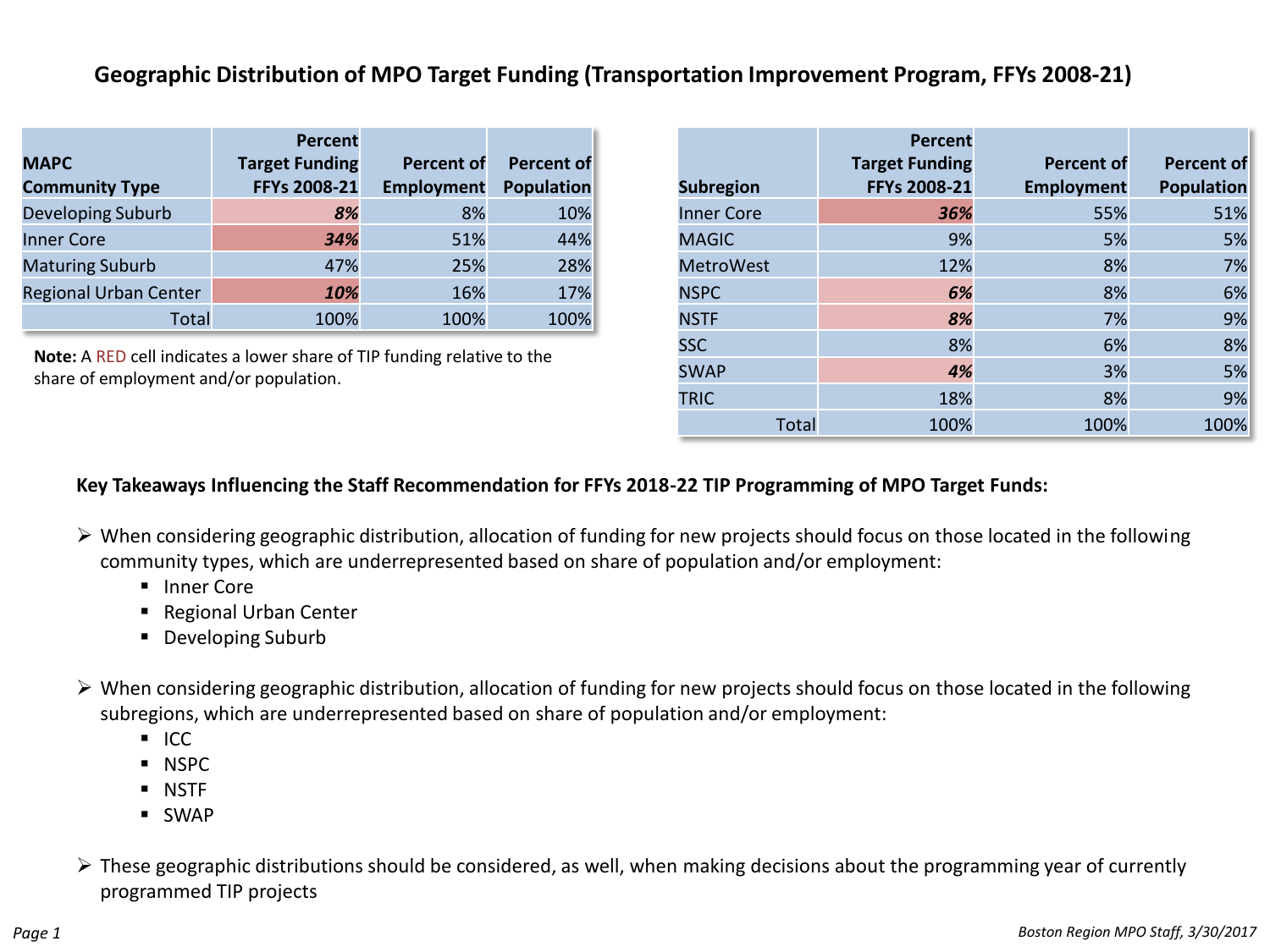# Geographic Distribution of MPO Target Funding (Transportation Improvement Program, FFYs 2008-21)

| MAPC Community Type | Percent Target Funding FFYs 2008-21 | Percent of Employment | Percent of Population |
|---|---|---|---|
| Developing Suburb | ***8%*** | 8% | 10% |
| Inner Core | ***34%*** | 51% | 44% |
| Maturing Suburb | 47% | 25% | 28% |
| Regional Urban Center | ***10%*** | 16% | 17% |
| Total | 100% | 100% | 100% |

**Note:** A RED cell indicates a lower share of TIP funding relative to the share of employment and/or population.

| Subregion | Percent Target Funding FFYs 2008-21 | Percent of Employment | Percent of Population |
|---|---|---|---|
| Inner Core | ***36%*** | 55% | 51% |
| MAGIC | 9% | 5% | 5% |
| MetroWest | 12% | 8% | 7% |
| NSPC | ***6%*** | 8% | 6% |
| NSTF | ***8%*** | 7% | 9% |
| SSC | 8% | 6% | 8% |
| SWAP | ***4%*** | 3% | 5% |
| TRIC | 18% | 8% | 9% |
| Total | 100% | 100% | 100% |

**Key Takeaways Influencing the Staff Recommendation for FFYs 2018-22 TIP Programming of MPO Target Funds:**

- When considering geographic distribution, allocation of funding for new projects should focus on those located in the following community types, which are underrepresented based on share of population and/or employment:
  - Inner Core
  - Regional Urban Center
  - Developing Suburb

- When considering geographic distribution, allocation of funding for new projects should focus on those located in the following subregions, which are underrepresented based on share of population and/or employment:
  - ICC
  - NSPC
  - NSTF
  - SWAP

- These geographic distributions should be considered, as well, when making decisions about the programming year of currently programmed TIP projects

*Boston Region MPO Staff, 3/30/2017*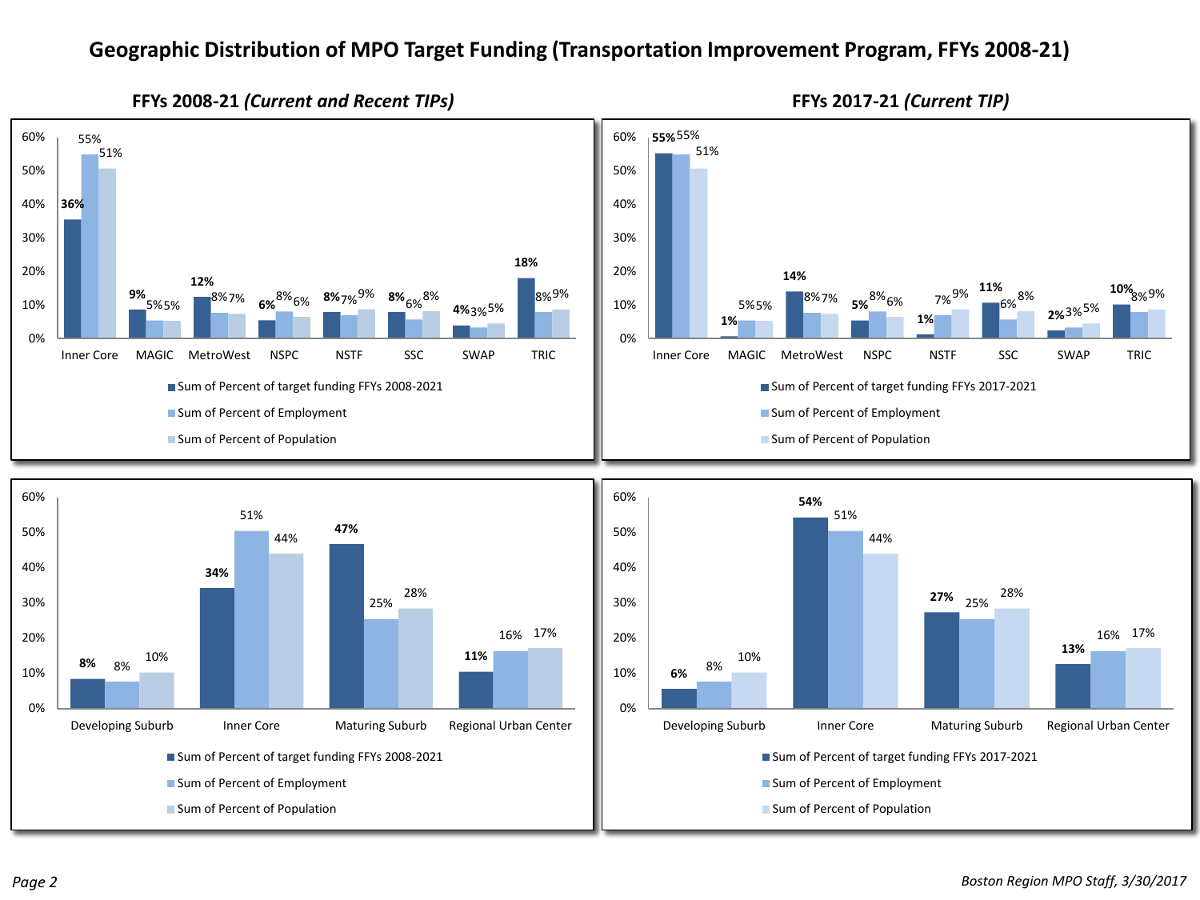# Geographic Distribution of MPO Target Funding (Transportation Improvement Program, FFYs 2008-21)

## FFYs 2008-21 *(Current and Recent TIPs)*

60%
50%
40%
30%
20%
10%
0%

Inner Core: **36%** 55% 51%
MAGIC: **9%** 5% 5%
MetroWest: **12%** 8% 7%
NSPC: **6%** 8% 6%
NSTF: **8%** 7% 9%
SSC: **8%** 6% 8%
SWAP: **4%** 3% 5%
TRIC: **18%** 8% 9%

Sum of Percent of target funding FFYs 2008-2021
Sum of Percent of Employment
Sum of Percent of Population

## FFYs 2017-21 *(Current TIP)*

60%
50%
40%
30%
20%
10%
0%

Inner Core: **55%** 55% 51%
MAGIC: **1%** 5% 5%
MetroWest: **14%** 8% 7%
NSPC: **5%** 8% 6%
NSTF: **1%** 7% 9%
SSC: **11%** 6% 8%
SWAP: **2%** 3% 5%
TRIC: **10%** 8% 9%

Sum of Percent of target funding FFYs 2017-2021
Sum of Percent of Employment
Sum of Percent of Population

---

60%
50%
40%
30%
20%
10%
0%

Developing Suburb: **8%** 8% 10%
Inner Core: **34%** 51% 44%
Maturing Suburb: **47%** 25% 28%
Regional Urban Center: **11%** 16% 17%

Sum of Percent of target funding FFYs 2008-2021
Sum of Percent of Employment
Sum of Percent of Population

---

60%
50%
40%
30%
20%
10%
0%

Developing Suburb: **6%** 8% 10%
Inner Core: **54%** 51% 44%
Maturing Suburb: **27%** 25% 28%
Regional Urban Center: **13%** 16% 17%

Sum of Percent of target funding FFYs 2017-2021
Sum of Percent of Employment
Sum of Percent of Population

*Boston Region MPO Staff, 3/30/2017*